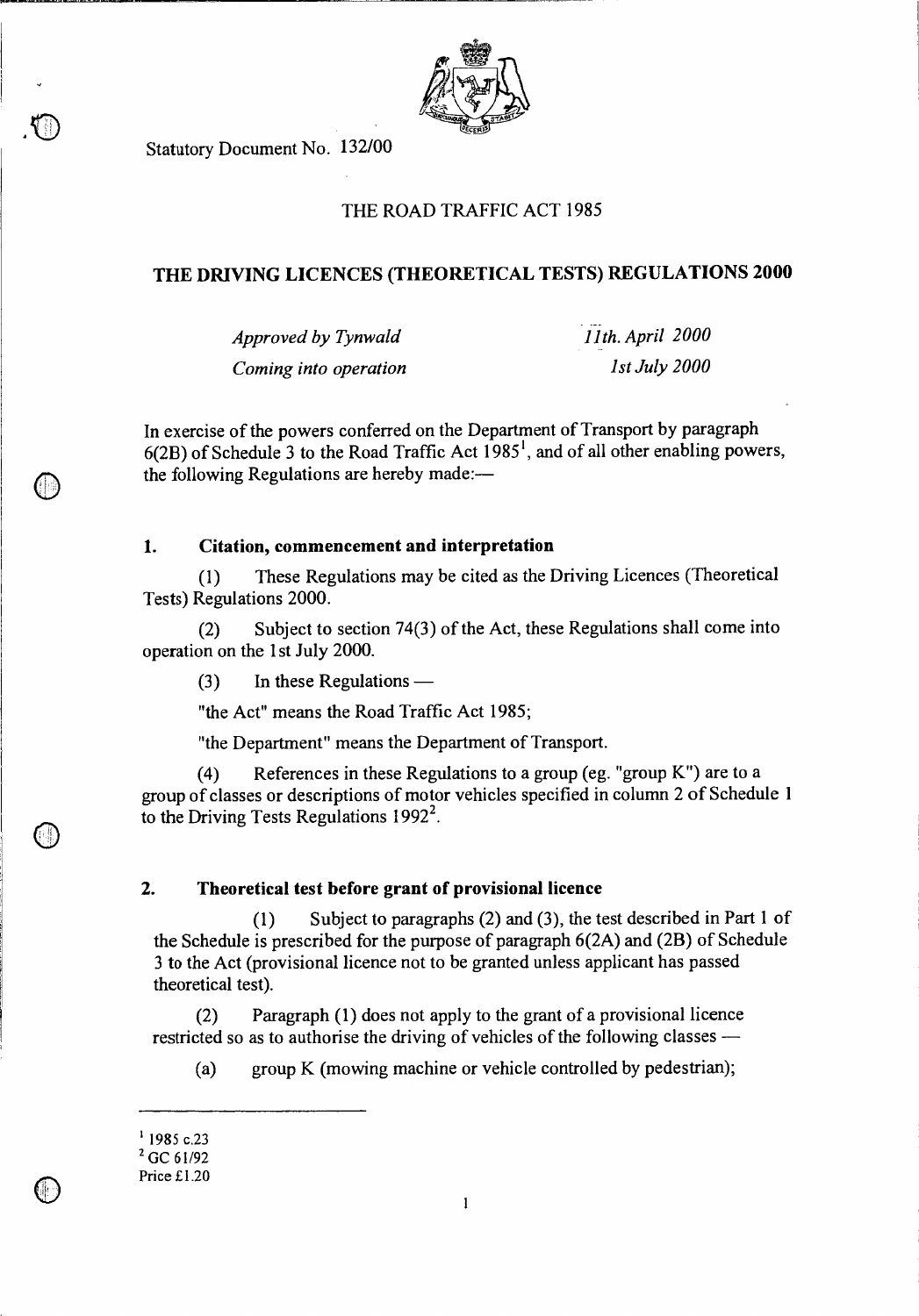Statutory Document No. 132/00

# THE ROAD TRAFFIC ACT 1985

## THE DRIVING LICENCES (THEORETICAL TESTS) REGULATIONS 2000

| | |
|---|---|
| *Approved by Tynwald* | *11th. April 2000* |
| *Coming into operation* | *1st July 2000* |

In exercise of the powers conferred on the Department of Transport by paragraph 6(2B) of Schedule 3 to the Road Traffic Act 1985[1], and of all other enabling powers, the following Regulations are hereby made:—

### 1. Citation, commencement and interpretation

(1) These Regulations may be cited as the Driving Licences (Theoretical Tests) Regulations 2000.

(2) Subject to section 74(3) of the Act, these Regulations shall come into operation on the 1st July 2000.

(3) In these Regulations —

"the Act" means the Road Traffic Act 1985;

"the Department" means the Department of Transport.

(4) References in these Regulations to a group (eg. "group K") are to a group of classes or descriptions of motor vehicles specified in column 2 of Schedule 1 to the Driving Tests Regulations 1992[2].

### 2. Theoretical test before grant of provisional licence

(1) Subject to paragraphs (2) and (3), the test described in Part 1 of the Schedule is prescribed for the purpose of paragraph 6(2A) and (2B) of Schedule 3 to the Act (provisional licence not to be granted unless applicant has passed theoretical test).

(2) Paragraph (1) does not apply to the grant of a provisional licence restricted so as to authorise the driving of vehicles of the following classes —

(a) group K (mowing machine or vehicle controlled by pedestrian);

[1] 1985 c.23
[2] GC 61/92
Price £1.20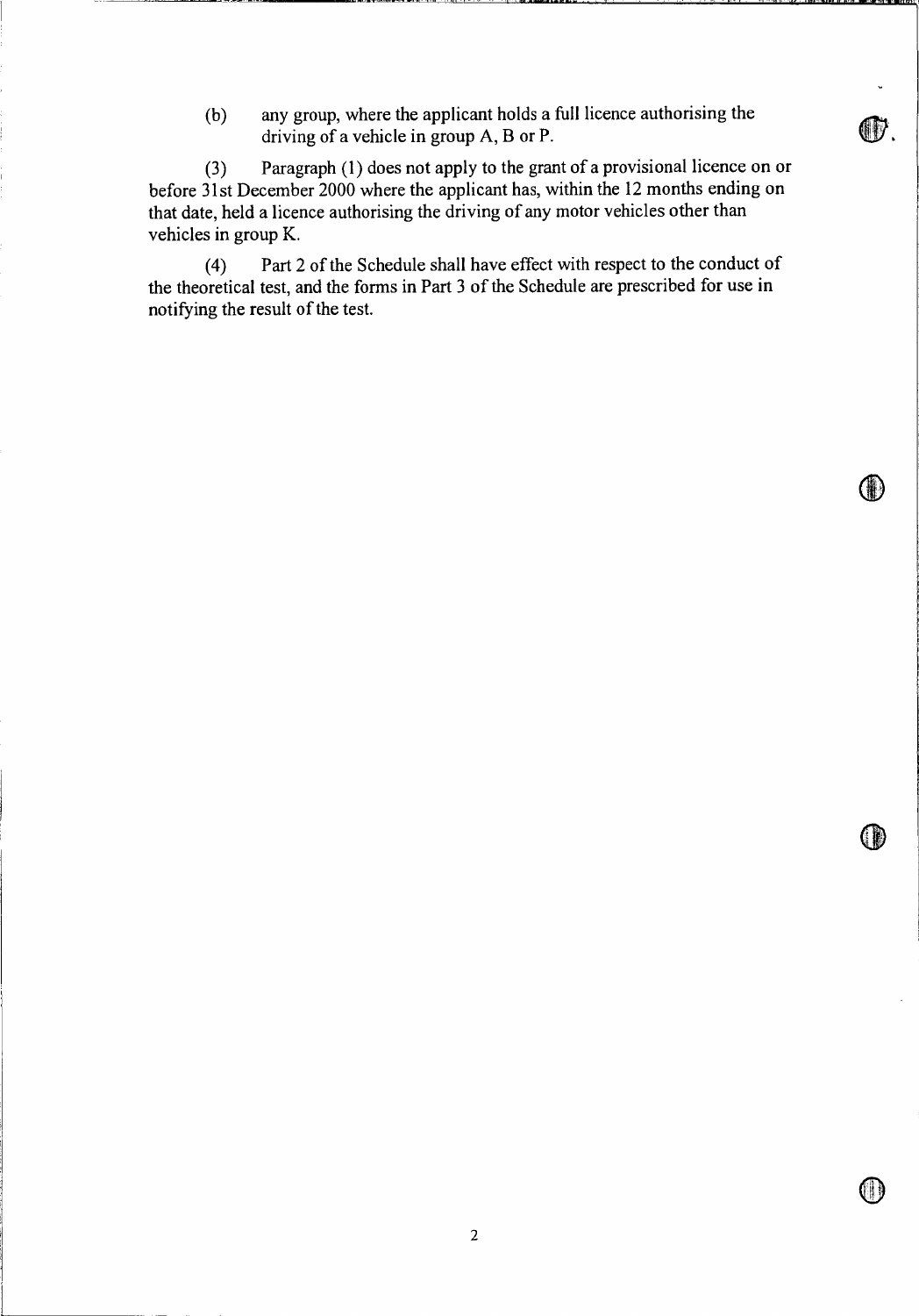(b) any group, where the applicant holds a full licence authorising the driving of a vehicle in group A, B or P.

(3) Paragraph (1) does not apply to the grant of a provisional licence on or before 31st December 2000 where the applicant has, within the 12 months ending on that date, held a licence authorising the driving of any motor vehicles other than vehicles in group K.

(4) Part 2 of the Schedule shall have effect with respect to the conduct of the theoretical test, and the forms in Part 3 of the Schedule are prescribed for use in notifying the result of the test.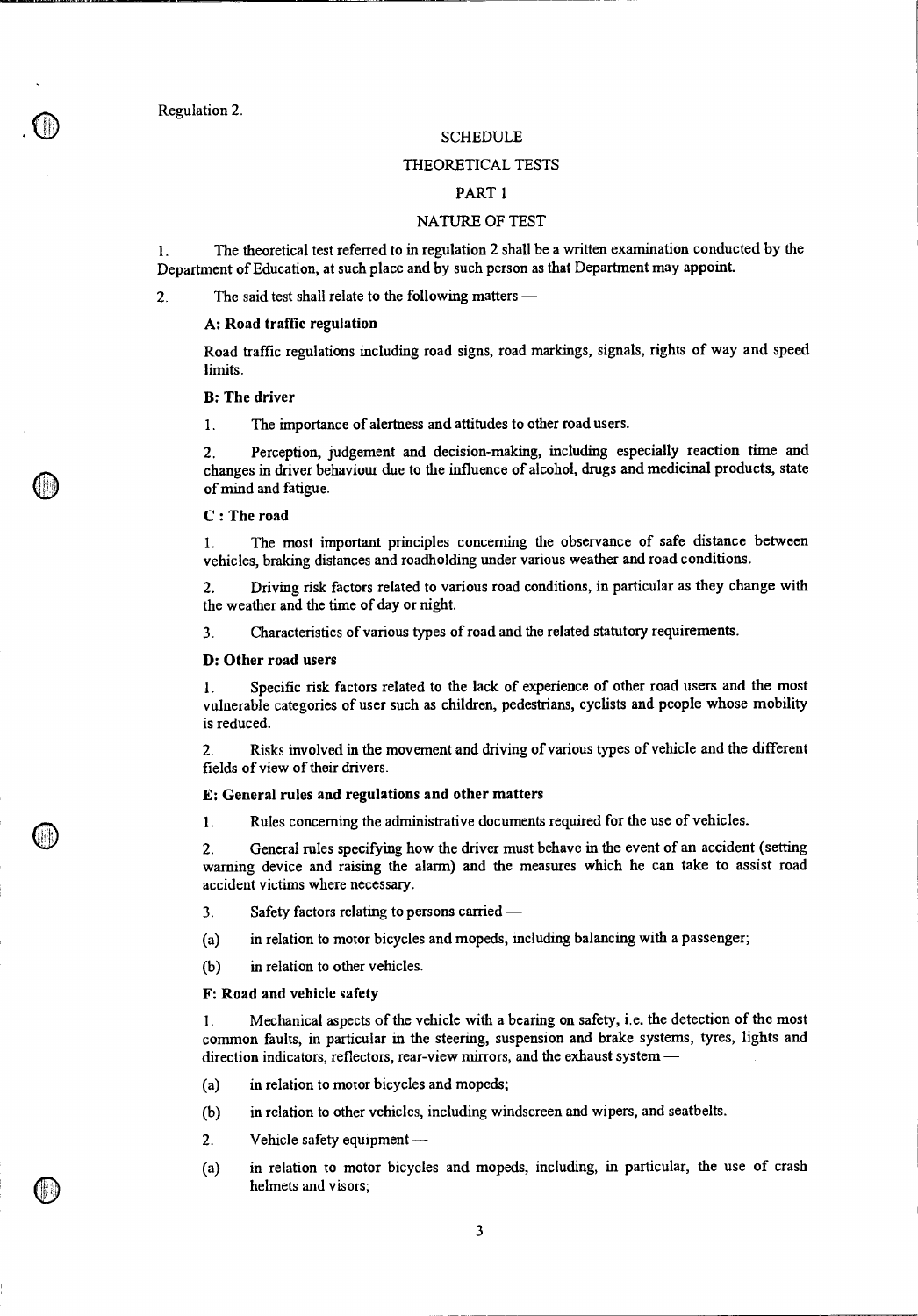Regulation 2.

SCHEDULE

THEORETICAL TESTS

PART 1

NATURE OF TEST

1. The theoretical test referred to in regulation 2 shall be a written examination conducted by the Department of Education, at such place and by such person as that Department may appoint.

2. The said test shall relate to the following matters —

**A: Road traffic regulation**

Road traffic regulations including road signs, road markings, signals, rights of way and speed limits.

**B: The driver**

1. The importance of alertness and attitudes to other road users.

2. Perception, judgement and decision-making, including especially reaction time and changes in driver behaviour due to the influence of alcohol, drugs and medicinal products, state of mind and fatigue.

**C : The road**

1. The most important principles concerning the observance of safe distance between vehicles, braking distances and roadholding under various weather and road conditions.

2. Driving risk factors related to various road conditions, in particular as they change with the weather and the time of day or night.

3. Characteristics of various types of road and the related statutory requirements.

**D: Other road users**

1. Specific risk factors related to the lack of experience of other road users and the most vulnerable categories of user such as children, pedestrians, cyclists and people whose mobility is reduced.

2. Risks involved in the movement and driving of various types of vehicle and the different fields of view of their drivers.

**E: General rules and regulations and other matters**

1. Rules concerning the administrative documents required for the use of vehicles.

2. General rules specifying how the driver must behave in the event of an accident (setting warning device and raising the alarm) and the measures which he can take to assist road accident victims where necessary.

3. Safety factors relating to persons carried —

(a) in relation to motor bicycles and mopeds, including balancing with a passenger;

(b) in relation to other vehicles.

**F: Road and vehicle safety**

1. Mechanical aspects of the vehicle with a bearing on safety, i.e. the detection of the most common faults, in particular in the steering, suspension and brake systems, tyres, lights and direction indicators, reflectors, rear-view mirrors, and the exhaust system —

(a) in relation to motor bicycles and mopeds;

(b) in relation to other vehicles, including windscreen and wipers, and seatbelts.

2. Vehicle safety equipment —

(a) in relation to motor bicycles and mopeds, including, in particular, the use of crash helmets and visors;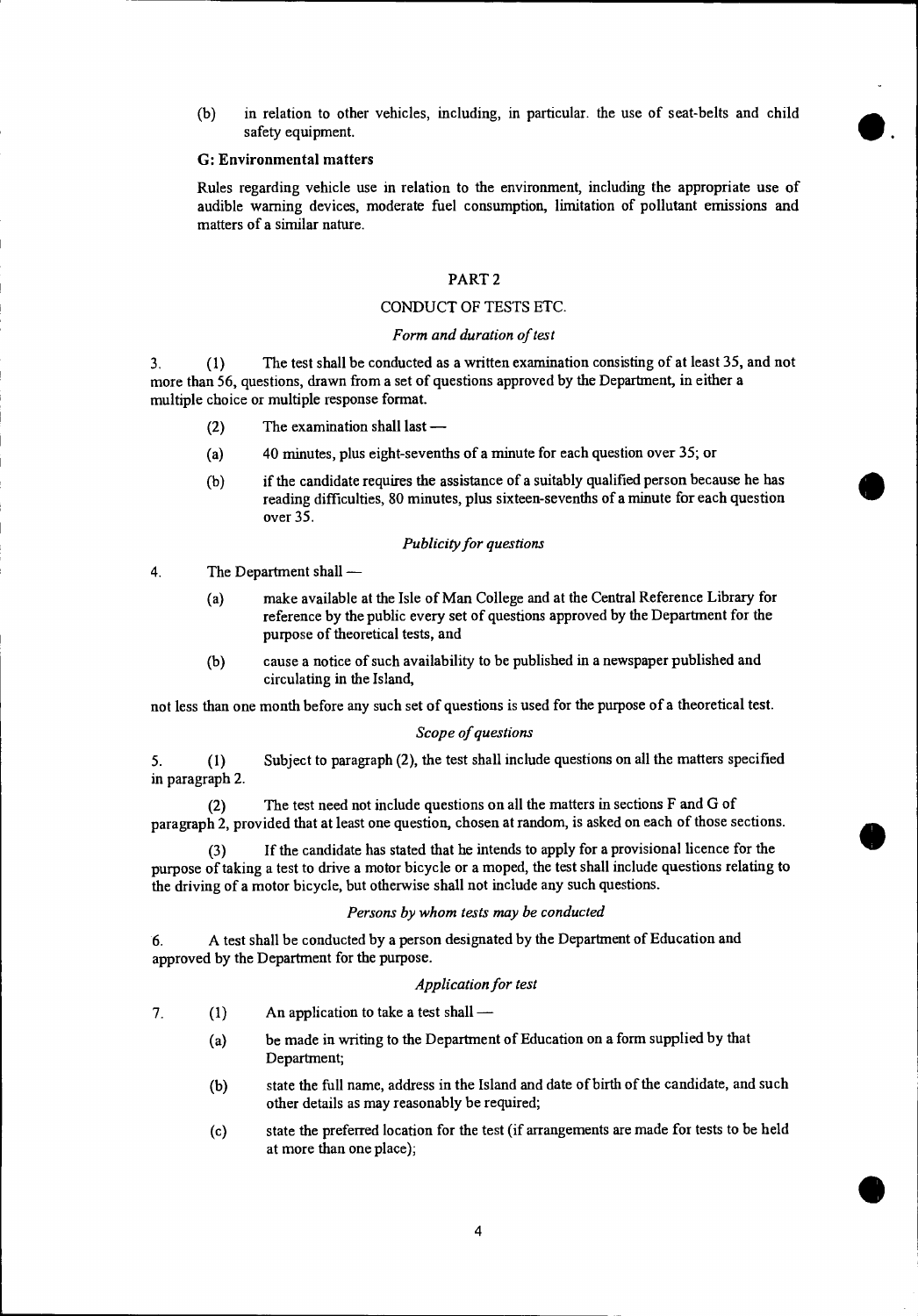(b) in relation to other vehicles, including, in particular. the use of seat-belts and child safety equipment.

**G: Environmental matters**

Rules regarding vehicle use in relation to the environment, including the appropriate use of audible warning devices, moderate fuel consumption, limitation of pollutant emissions and matters of a similar nature.

## PART 2

## CONDUCT OF TESTS ETC.

*Form and duration of test*

3. (1) The test shall be conducted as a written examination consisting of at least 35, and not more than 56, questions, drawn from a set of questions approved by the Department, in either a multiple choice or multiple response format.

(2) The examination shall last —

(a) 40 minutes, plus eight-sevenths of a minute for each question over 35; or

(b) if the candidate requires the assistance of a suitably qualified person because he has reading difficulties, 80 minutes, plus sixteen-sevenths of a minute for each question over 35.

*Publicity for questions*

4. The Department shall —

(a) make available at the Isle of Man College and at the Central Reference Library for reference by the public every set of questions approved by the Department for the purpose of theoretical tests, and

(b) cause a notice of such availability to be published in a newspaper published and circulating in the Island,

not less than one month before any such set of questions is used for the purpose of a theoretical test.

*Scope of questions*

5. (1) Subject to paragraph (2), the test shall include questions on all the matters specified in paragraph 2.

(2) The test need not include questions on all the matters in sections F and G of paragraph 2, provided that at least one question, chosen at random, is asked on each of those sections.

(3) If the candidate has stated that he intends to apply for a provisional licence for the purpose of taking a test to drive a motor bicycle or a moped, the test shall include questions relating to the driving of a motor bicycle, but otherwise shall not include any such questions.

*Persons by whom tests may be conducted*

6. A test shall be conducted by a person designated by the Department of Education and approved by the Department for the purpose.

*Application for test*

7. (1) An application to take a test shall —

(a) be made in writing to the Department of Education on a form supplied by that Department;

(b) state the full name, address in the Island and date of birth of the candidate, and such other details as may reasonably be required;

(c) state the preferred location for the test (if arrangements are made for tests to be held at more than one place);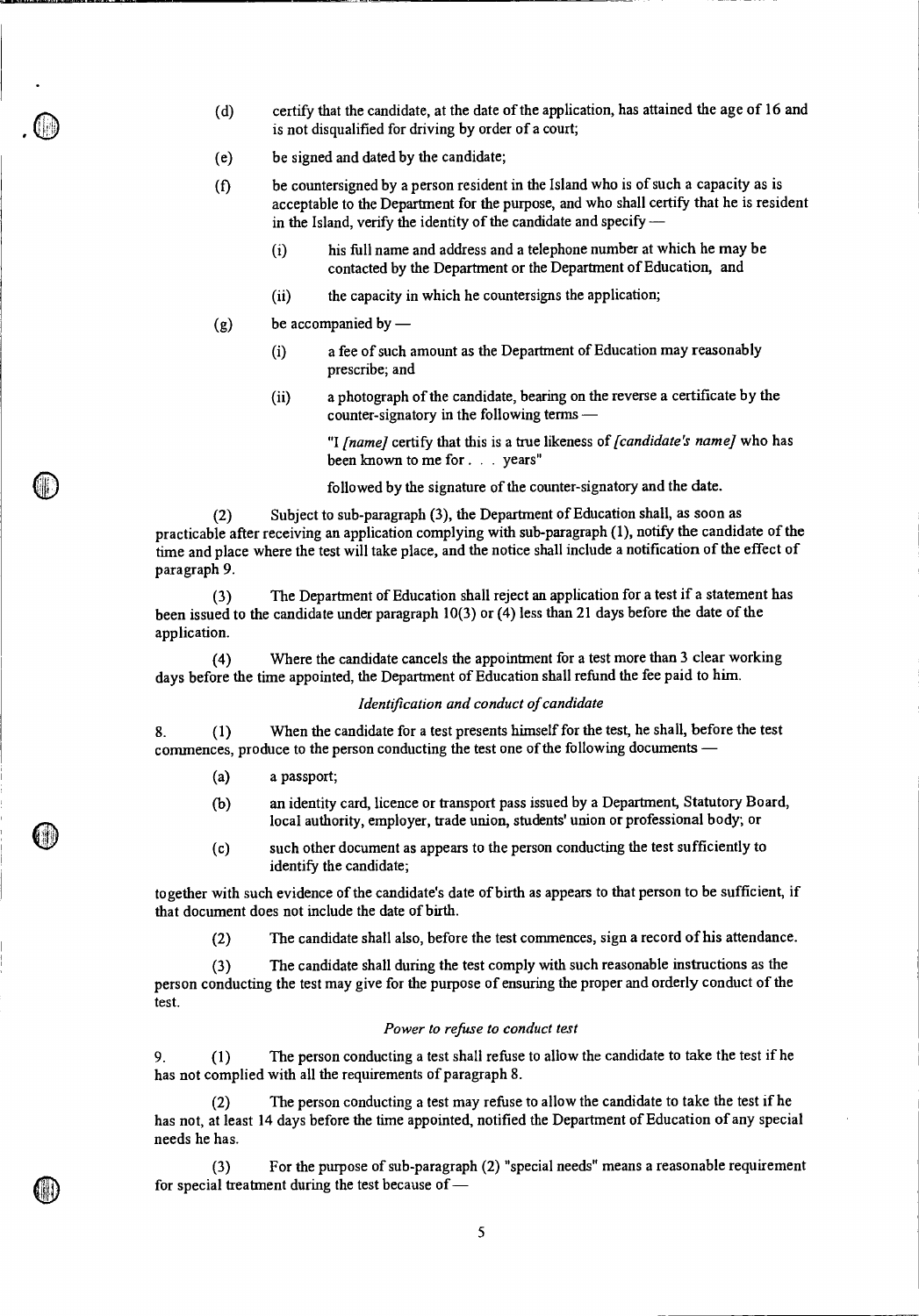(d) certify that the candidate, at the date of the application, has attained the age of 16 and is not disqualified for driving by order of a court;

(e) be signed and dated by the candidate;

(f) be countersigned by a person resident in the Island who is of such a capacity as is acceptable to the Department for the purpose, and who shall certify that he is resident in the Island, verify the identity of the candidate and specify —

(i) his full name and address and a telephone number at which he may be contacted by the Department or the Department of Education, and

(ii) the capacity in which he countersigns the application;

(g) be accompanied by —

(i) a fee of such amount as the Department of Education may reasonably prescribe; and

(ii) a photograph of the candidate, bearing on the reverse a certificate by the counter-signatory in the following terms —

"I *[name]* certify that this is a true likeness of *[candidate's name]* who has been known to me for . . . years"

followed by the signature of the counter-signatory and the date.

(2) Subject to sub-paragraph (3), the Department of Education shall, as soon as practicable after receiving an application complying with sub-paragraph (1), notify the candidate of the time and place where the test will take place, and the notice shall include a notification of the effect of paragraph 9.

(3) The Department of Education shall reject an application for a test if a statement has been issued to the candidate under paragraph 10(3) or (4) less than 21 days before the date of the application.

(4) Where the candidate cancels the appointment for a test more than 3 clear working days before the time appointed, the Department of Education shall refund the fee paid to him.

*Identification and conduct of candidate*

8. (1) When the candidate for a test presents himself for the test, he shall, before the test commences, produce to the person conducting the test one of the following documents —

(a) a passport;

(b) an identity card, licence or transport pass issued by a Department, Statutory Board, local authority, employer, trade union, students' union or professional body; or

(c) such other document as appears to the person conducting the test sufficiently to identify the candidate;

together with such evidence of the candidate's date of birth as appears to that person to be sufficient, if that document does not include the date of birth.

(2) The candidate shall also, before the test commences, sign a record of his attendance.

(3) The candidate shall during the test comply with such reasonable instructions as the person conducting the test may give for the purpose of ensuring the proper and orderly conduct of the test.

*Power to refuse to conduct test*

9. (1) The person conducting a test shall refuse to allow the candidate to take the test if he has not complied with all the requirements of paragraph 8.

(2) The person conducting a test may refuse to allow the candidate to take the test if he has not, at least 14 days before the time appointed, notified the Department of Education of any special needs he has.

(3) For the purpose of sub-paragraph (2) "special needs" means a reasonable requirement for special treatment during the test because of —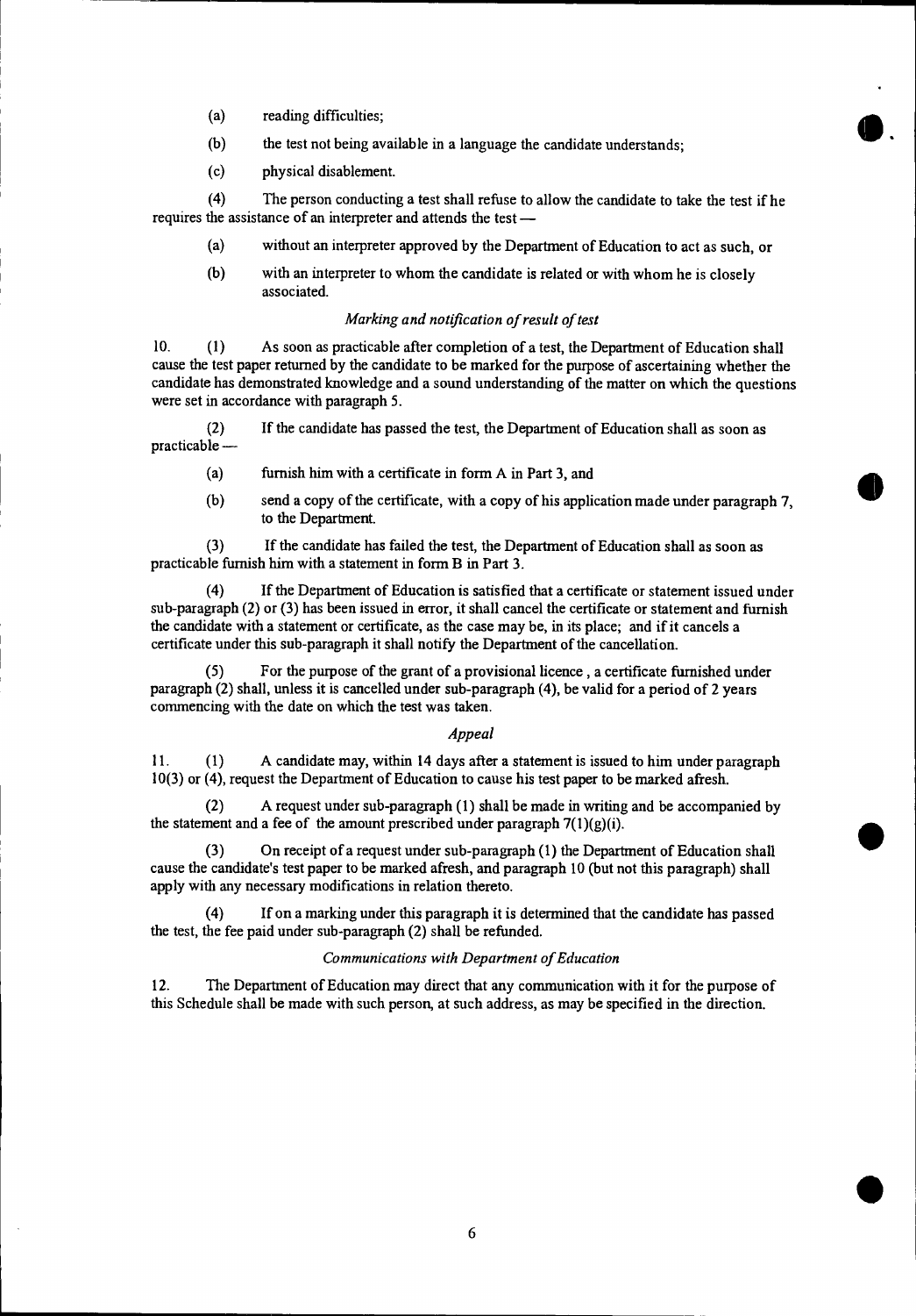(a) reading difficulties;

(b) the test not being available in a language the candidate understands;

(c) physical disablement.

(4) The person conducting a test shall refuse to allow the candidate to take the test if he requires the assistance of an interpreter and attends the test —

(a) without an interpreter approved by the Department of Education to act as such, or

(b) with an interpreter to whom the candidate is related or with whom he is closely associated.

*Marking and notification of result of test*

10. (1) As soon as practicable after completion of a test, the Department of Education shall cause the test paper returned by the candidate to be marked for the purpose of ascertaining whether the candidate has demonstrated knowledge and a sound understanding of the matter on which the questions were set in accordance with paragraph 5.

(2) If the candidate has passed the test, the Department of Education shall as soon as practicable —

(a) furnish him with a certificate in form A in Part 3, and

(b) send a copy of the certificate, with a copy of his application made under paragraph 7, to the Department.

(3) If the candidate has failed the test, the Department of Education shall as soon as practicable furnish him with a statement in form B in Part 3.

(4) If the Department of Education is satisfied that a certificate or statement issued under sub-paragraph (2) or (3) has been issued in error, it shall cancel the certificate or statement and furnish the candidate with a statement or certificate, as the case may be, in its place; and if it cancels a certificate under this sub-paragraph it shall notify the Department of the cancellation.

(5) For the purpose of the grant of a provisional licence , a certificate furnished under paragraph (2) shall, unless it is cancelled under sub-paragraph (4), be valid for a period of 2 years commencing with the date on which the test was taken.

*Appeal*

11. (1) A candidate may, within 14 days after a statement is issued to him under paragraph 10(3) or (4), request the Department of Education to cause his test paper to be marked afresh.

(2) A request under sub-paragraph (1) shall be made in writing and be accompanied by the statement and a fee of the amount prescribed under paragraph 7(1)(g)(i).

(3) On receipt of a request under sub-paragraph (1) the Department of Education shall cause the candidate's test paper to be marked afresh, and paragraph 10 (but not this paragraph) shall apply with any necessary modifications in relation thereto.

(4) If on a marking under this paragraph it is determined that the candidate has passed the test, the fee paid under sub-paragraph (2) shall be refunded.

*Communications with Department of Education*

12. The Department of Education may direct that any communication with it for the purpose of this Schedule shall be made with such person, at such address, as may be specified in the direction.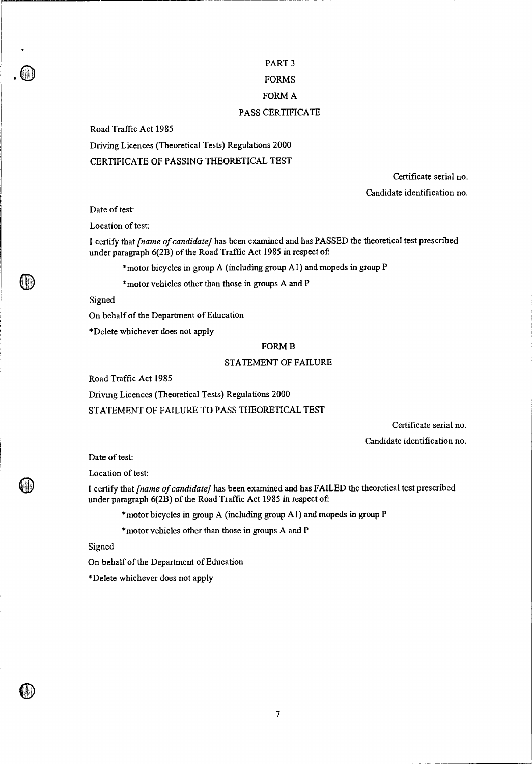# PART 3

## FORMS

### FORM A

### PASS CERTIFICATE

Road Traffic Act 1985

Driving Licences (Theoretical Tests) Regulations 2000

CERTIFICATE OF PASSING THEORETICAL TEST

Certificate serial no.

Candidate identification no.

Date of test:

Location of test:

I certify that *[name of candidate]* has been examined and has PASSED the theoretical test prescribed under paragraph 6(2B) of the Road Traffic Act 1985 in respect of:

*motor bicycles in group A (including group A1) and mopeds in group P

*motor vehicles other than those in groups A and P

Signed

On behalf of the Department of Education

*Delete whichever does not apply

### FORM B

### STATEMENT OF FAILURE

Road Traffic Act 1985

Driving Licences (Theoretical Tests) Regulations 2000

STATEMENT OF FAILURE TO PASS THEORETICAL TEST

Certificate serial no.

Candidate identification no.

Date of test:

Location of test:

I certify that *[name of candidate]* has been examined and has FAILED the theoretical test prescribed under paragraph 6(2B) of the Road Traffic Act 1985 in respect of:

*motor bicycles in group A (including group A1) and mopeds in group P

*motor vehicles other than those in groups A and P

Signed

On behalf of the Department of Education

*Delete whichever does not apply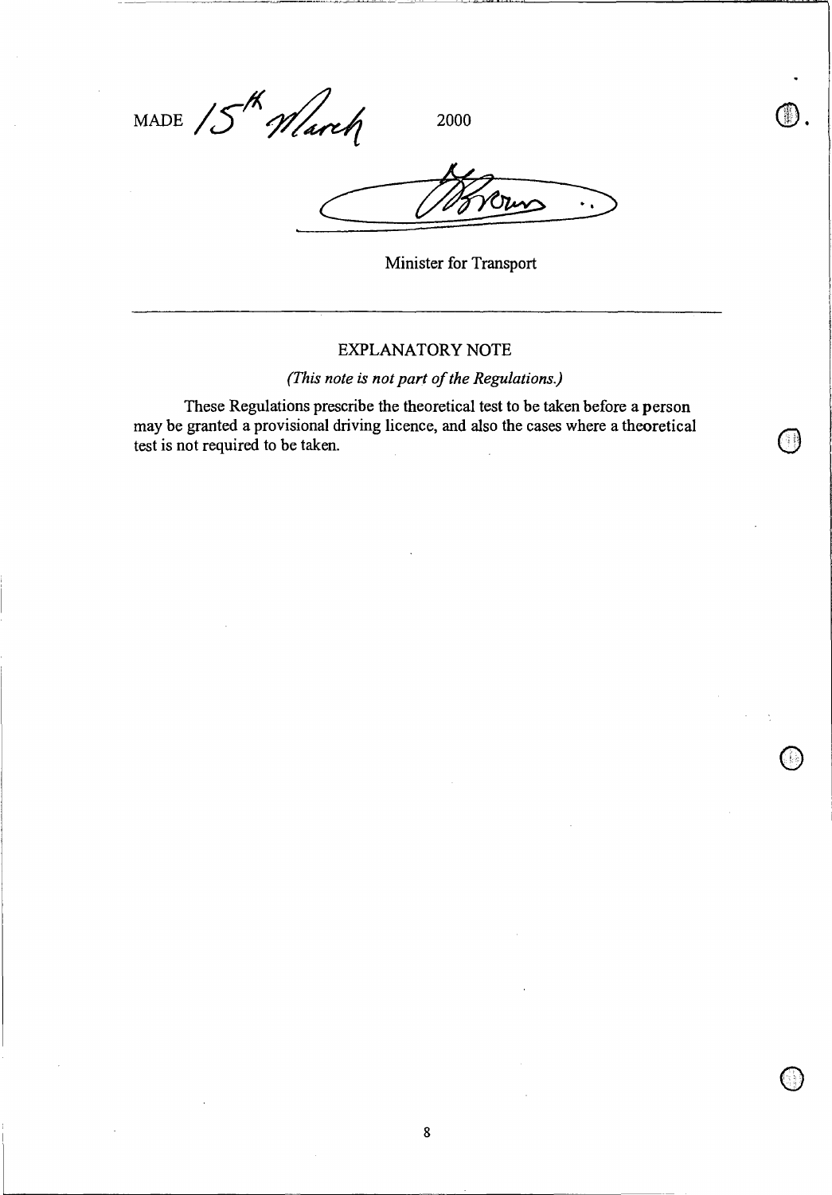MADE 15th March 2000

Minister for Transport

---

EXPLANATORY NOTE

*(This note is not part of the Regulations.)*

These Regulations prescribe the theoretical test to be taken before a person may be granted a provisional driving licence, and also the cases where a theoretical test is not required to be taken.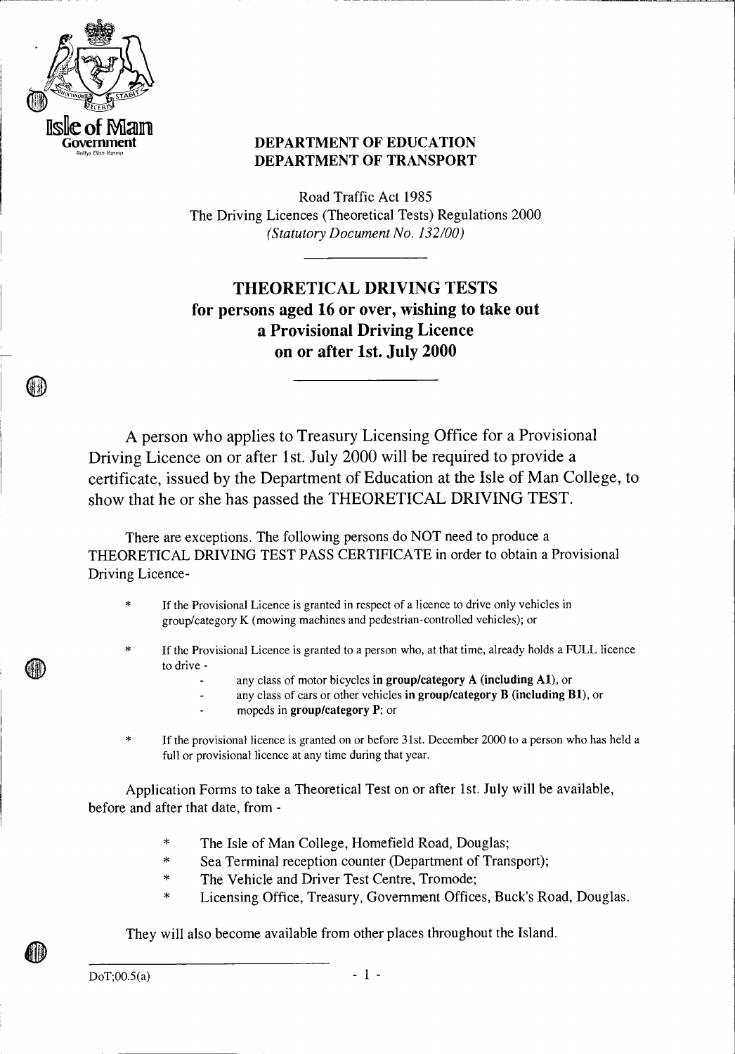**Isle of Man Government**
*Reiltys Ellan Vannin*

**DEPARTMENT OF EDUCATION**
**DEPARTMENT OF TRANSPORT**

Road Traffic Act 1985
The Driving Licences (Theoretical Tests) Regulations 2000
*(Statutory Document No. 132/00)*

# THEORETICAL DRIVING TESTS for persons aged 16 or over, wishing to take out a Provisional Driving Licence on or after 1st. July 2000

A person who applies to Treasury Licensing Office for a Provisional Driving Licence on or after 1st. July 2000 will be required to provide a certificate, issued by the Department of Education at the Isle of Man College, to show that he or she has passed the THEORETICAL DRIVING TEST.

There are exceptions. The following persons do NOT need to produce a THEORETICAL DRIVING TEST PASS CERTIFICATE in order to obtain a Provisional Driving Licence-

- If the Provisional Licence is granted in respect of a licence to drive only vehicles in group/category K (mowing machines and pedestrian-controlled vehicles); or
- If the Provisional Licence is granted to a person who, at that time, already holds a FULL licence to drive -
  - any class of motor bicycles **in group/category A (including A1)**, or
  - any class of cars or other vehicles **in group/category B (including B1)**, or
  - mopeds in **group/category P**; or
- If the provisional licence is granted on or before 31st. December 2000 to a person who has held a full or provisional licence at any time during that year.

Application Forms to take a Theoretical Test on or after 1st. July will be available, before and after that date, from -

- The Isle of Man College, Homefield Road, Douglas;
- Sea Terminal reception counter (Department of Transport);
- The Vehicle and Driver Test Centre, Tromode;
- Licensing Office, Treasury, Government Offices, Buck's Road, Douglas.

They will also become available from other places throughout the Island.

DoT;00.5(a)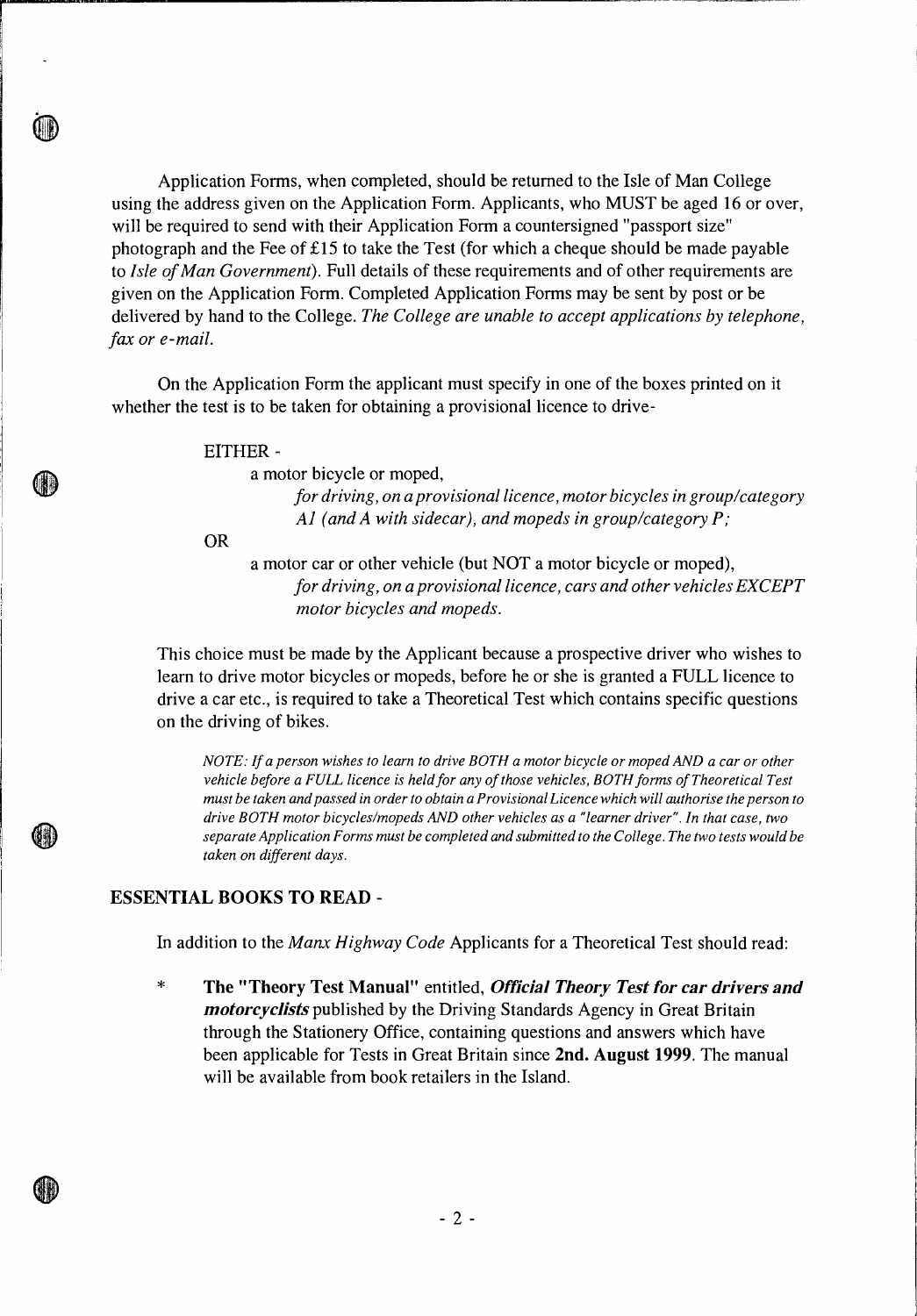Application Forms, when completed, should be returned to the Isle of Man College using the address given on the Application Form. Applicants, who MUST be aged 16 or over, will be required to send with their Application Form a countersigned "passport size" photograph and the Fee of £15 to take the Test (for which a cheque should be made payable to *Isle of Man Government*). Full details of these requirements and of other requirements are given on the Application Form. Completed Application Forms may be sent by post or be delivered by hand to the College. *The College are unable to accept applications by telephone, fax or e-mail.*

On the Application Form the applicant must specify in one of the boxes printed on it whether the test is to be taken for obtaining a provisional licence to drive-

EITHER -

a motor bicycle or moped,

*for driving, on a provisional licence, motor bicycles in group/category A1 (and A with sidecar), and mopeds in group/category P;*

OR

a motor car or other vehicle (but NOT a motor bicycle or moped),

*for driving, on a provisional licence, cars and other vehicles EXCEPT motor bicycles and mopeds.*

This choice must be made by the Applicant because a prospective driver who wishes to learn to drive motor bicycles or mopeds, before he or she is granted a FULL licence to drive a car etc., is required to take a Theoretical Test which contains specific questions on the driving of bikes.

*NOTE: If a person wishes to learn to drive BOTH a motor bicycle or moped AND a car or other vehicle before a FULL licence is held for any of those vehicles, BOTH forms of Theoretical Test must be taken and passed in order to obtain a Provisional Licence which will authorise the person to drive BOTH motor bicycles/mopeds AND other vehicles as a "learner driver". In that case, two separate Application Forms must be completed and submitted to the College. The two tests would be taken on different days.*

## ESSENTIAL BOOKS TO READ -

In addition to the *Manx Highway Code* Applicants for a Theoretical Test should read:

- **The "Theory Test Manual"** entitled, ***Official Theory Test for car drivers and motorcyclists*** published by the Driving Standards Agency in Great Britain through the Stationery Office, containing questions and answers which have been applicable for Tests in Great Britain since **2nd. August 1999**. The manual will be available from book retailers in the Island.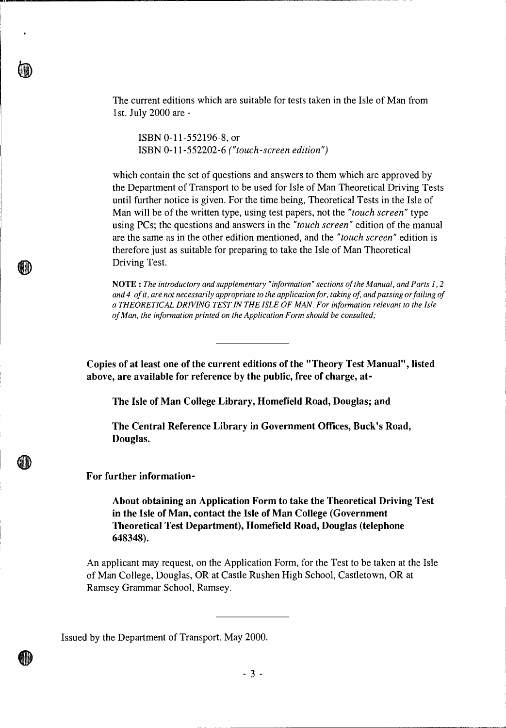The current editions which are suitable for tests taken in the Isle of Man from 1st. July 2000 are -

ISBN 0-11-552196-8, or
ISBN 0-11-552202-6 *("touch-screen edition")*

which contain the set of questions and answers to them which are approved by the Department of Transport to be used for Isle of Man Theoretical Driving Tests until further notice is given. For the time being, Theoretical Tests in the Isle of Man will be of the written type, using test papers, not the *"touch screen"* type using PCs; the questions and answers in the *"touch screen"* edition of the manual are the same as in the other edition mentioned, and the *"touch screen"* edition is therefore just as suitable for preparing to take the Isle of Man Theoretical Driving Test.

**NOTE :** *The introductory and supplementary "information" sections of the Manual, and Parts 1, 2 and 4 of it, are not necessarily appropriate to the application for, taking of, and passing or failing of a THEORETICAL DRIVING TEST IN THE ISLE OF MAN. For information relevant to the Isle of Man, the information printed on the Application Form should be consulted;*

---

**Copies of at least one of the current editions of the "Theory Test Manual", listed above, are available for reference by the public, free of charge, at-**

**The Isle of Man College Library, Homefield Road, Douglas; and**

**The Central Reference Library in Government Offices, Buck's Road, Douglas.**

**For further information-**

**About obtaining an Application Form to take the Theoretical Driving Test in the Isle of Man, contact the Isle of Man College (Government Theoretical Test Department), Homefield Road, Douglas (telephone 648348).**

An applicant may request, on the Application Form, for the Test to be taken at the Isle of Man College, Douglas, OR at Castle Rushen High School, Castletown, OR at Ramsey Grammar School, Ramsey.

---

Issued by the Department of Transport. May 2000.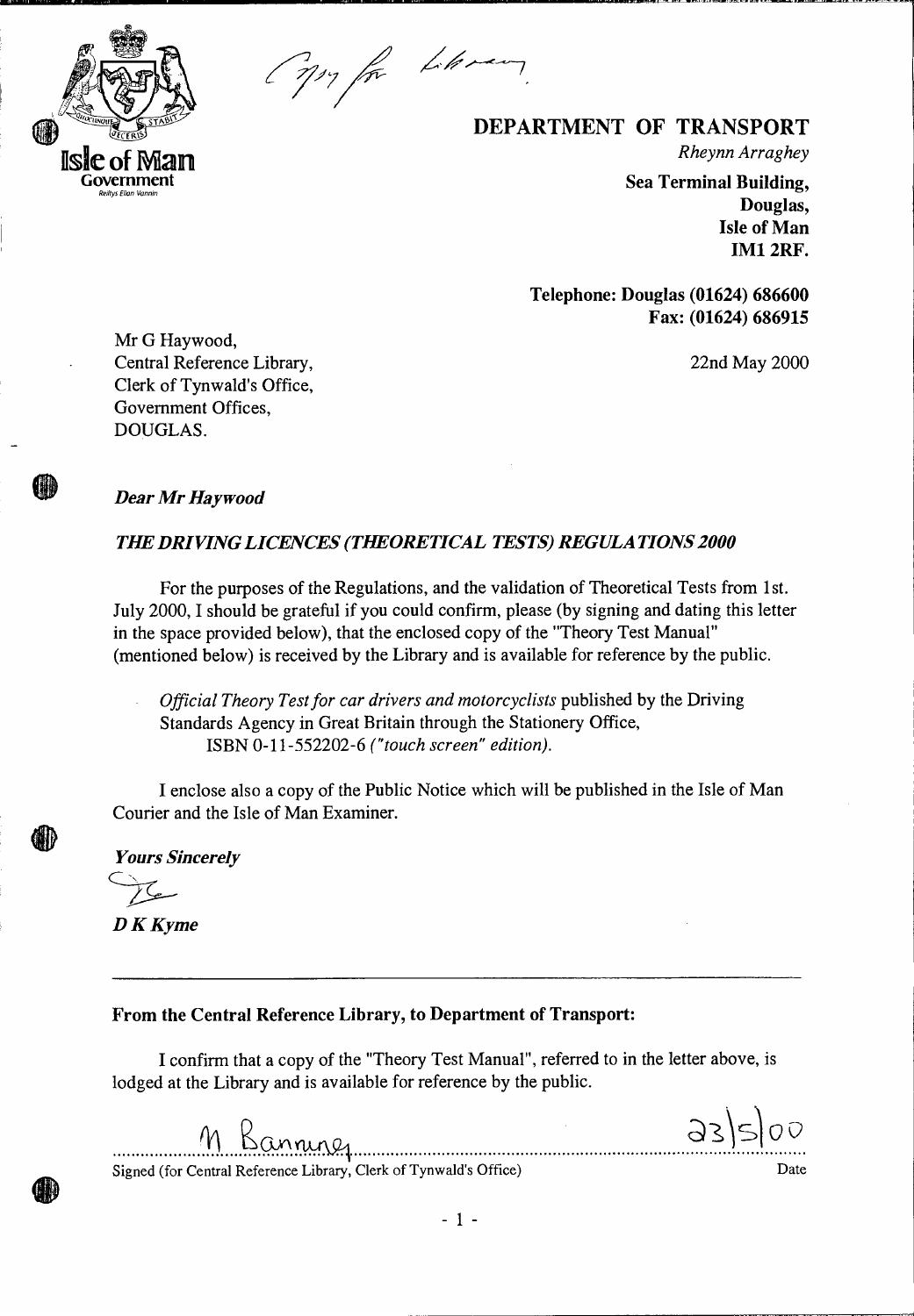Copy for Library

Isle of Man Government
Reiltys Ellan Vannin

**DEPARTMENT OF TRANSPORT**
*Rheynn Arraghey*
**Sea Terminal Building,**
**Douglas,**
**Isle of Man**
**IM1 2RF.**

**Telephone: Douglas (01624) 686600**
**Fax: (01624) 686915**

Mr G Haywood,
Central Reference Library,
Clerk of Tynwald's Office,
Government Offices,
DOUGLAS.

22nd May 2000

***Dear Mr Haywood***

***THE DRIVING LICENCES (THEORETICAL TESTS) REGULATIONS 2000***

For the purposes of the Regulations, and the validation of Theoretical Tests from 1st. July 2000, I should be grateful if you could confirm, please (by signing and dating this letter in the space provided below), that the enclosed copy of the "Theory Test Manual" (mentioned below) is received by the Library and is available for reference by the public.

> *Official Theory Test for car drivers and motorcyclists* published by the Driving Standards Agency in Great Britain through the Stationery Office,
> ISBN 0-11-552202-6 *("touch screen" edition).*

I enclose also a copy of the Public Notice which will be published in the Isle of Man Courier and the Isle of Man Examiner.

***Yours Sincerely***

***D K Kyme***

---

**From the Central Reference Library, to Department of Transport:**

I confirm that a copy of the "Theory Test Manual", referred to in the letter above, is lodged at the Library and is available for reference by the public.

M Banning ........................................................ 23/5/00

Signed (for Central Reference Library, Clerk of Tynwald's Office) — Date